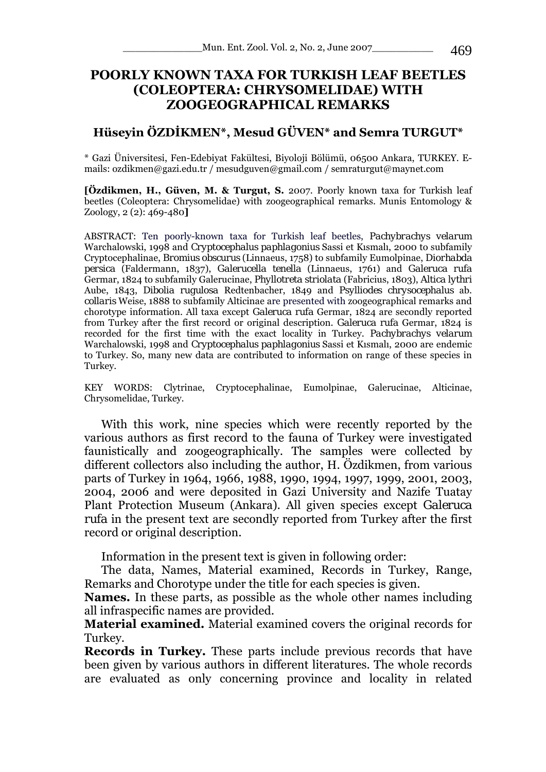# POORLY KNOWN TAXA FOR TURKISH LEAF BEETLES (COLEOPTERA: CHRYSOMELIDAE) WITH ZOOGEOGRAPHICAL REMARKS

**Hüseyin ÖZDİKMEN\*, Mesud GÜVEN\* and Semra TURGUT\***

\* Gazi Üniversitesi, Fen-Edebiyat Fakültesi, Biyoloji Bölümü, 06500 Ankara, TURKEY. E-mails: ozdikmen@gazi.edu.tr / mesudguven@gmail.com / semraturgut@maynet.com

**[Özdikmen, H., Güven, M. & Turgut, S.** 2007. Poorly known taxa for Turkish leaf beetles (Coleoptera: Chrysomelidae) with zoogeographical remarks. Munis Entomology & Zoology, 2 (2): 469-480**]**

ABSTRACT: Ten poorly-known taxa for Turkish leaf beetles, *Pachybrachys velarum* Warchalowski, 1998 and *Cryptocephalus paphlagonius* Sassi et Kısmalı, 2000 to subfamily Cryptocephalinae, *Bromius obscurus* (Linnaeus, 1758) to subfamily Eumolpinae, *Diorhabda persica* (Faldermann, 1837), *Galerucella tenella* (Linnaeus, 1761) and *Galeruca rufa* Germar, 1824 to subfamily Galerucinae, *Phyllotreta striolata* (Fabricius, 1803), *Altica lythri* Aube, 1843, *Dibolia rugulosa* Redtenbacher, 1849 and *Psylliodes chrysocephalus* ab. *collaris* Weise, 1888 to subfamily Alticinae are presented with zoogeographical remarks and chorotype information. All taxa except *Galeruca rufa* Germar, 1824 are secondly reported from Turkey after the first record or original description. *Galeruca rufa* Germar, 1824 is recorded for the first time with the exact locality in Turkey. *Pachybrachys velarum* Warchalowski, 1998 and *Cryptocephalus paphlagonius* Sassi et Kısmalı, 2000 are endemic to Turkey. So, many new data are contributed to information on range of these species in Turkey.

KEY WORDS: Clytrinae, Cryptocephalinae, Eumolpinae, Galerucinae, Alticinae, Chrysomelidae, Turkey.

With this work, nine species which were recently reported by the various authors as first record to the fauna of Turkey were investigated faunistically and zoogeographically. The samples were collected by different collectors also including the author, H. Özdikmen, from various parts of Turkey in 1964, 1966, 1988, 1990, 1994, 1997, 1999, 2001, 2003, 2004, 2006 and were deposited in Gazi University and Nazife Tuatay Plant Protection Museum (Ankara). All given species except *Galeruca rufa* in the present text are secondly reported from Turkey after the first record or original description.

Information in the present text is given in following order:

The data, Names, Material examined, Records in Turkey, Range, Remarks and Chorotype under the title for each species is given.

**Names.** In these parts, as possible as the whole other names including all infraspecific names are provided.

**Material examined.** Material examined covers the original records for Turkey.

**Records in Turkey.** These parts include previous records that have been given by various authors in different literatures. The whole records are evaluated as only concerning province and locality in related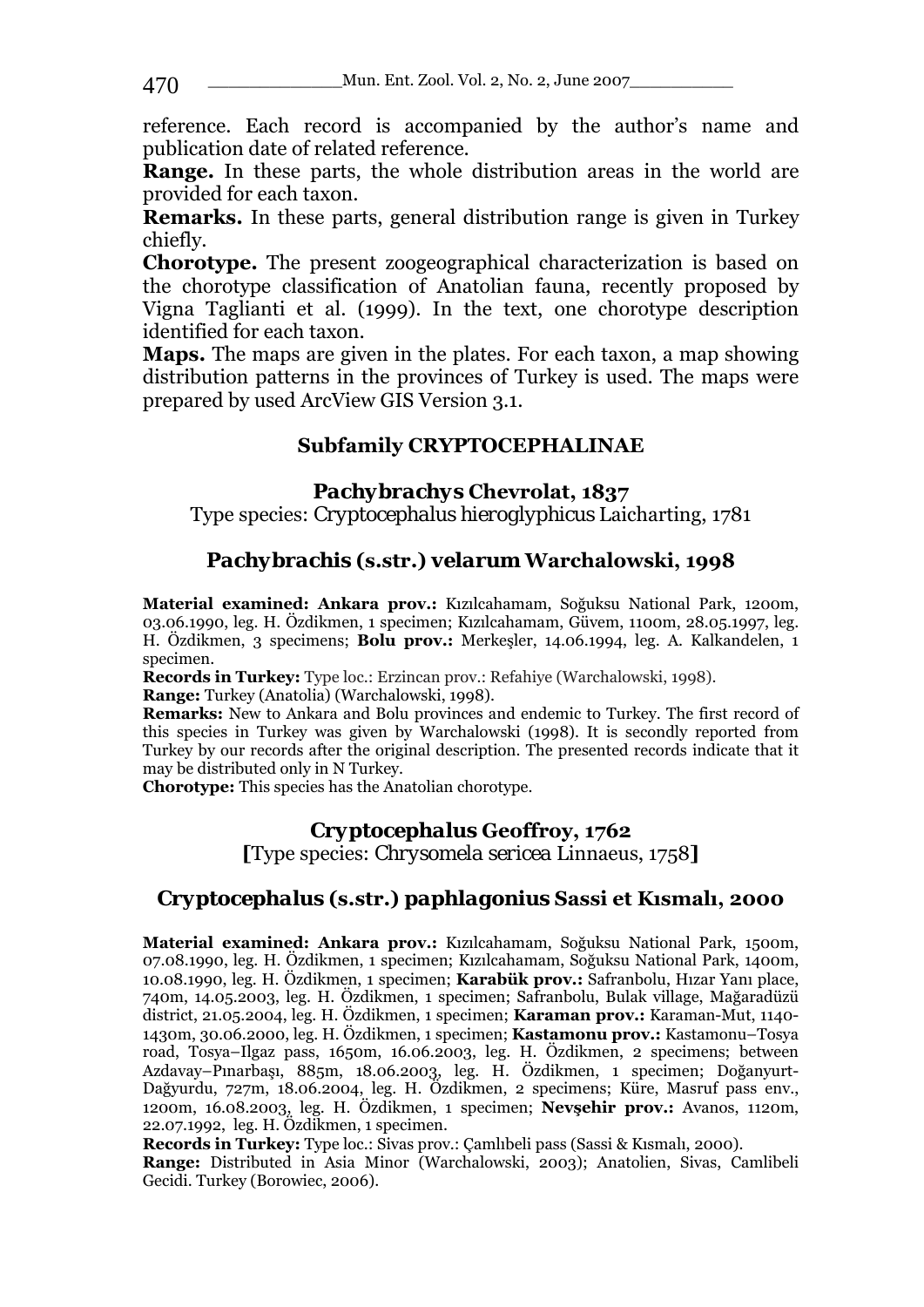reference. Each record is accompanied by the author's name and publication date of related reference.

**Range.** In these parts, the whole distribution areas in the world are provided for each taxon.

**Remarks.** In these parts, general distribution range is given in Turkey chiefly.

**Chorotype.** The present zoogeographical characterization is based on the chorotype classification of Anatolian fauna, recently proposed by Vigna Taglianti et al. (1999). In the text, one chorotype description identified for each taxon.

**Maps.** The maps are given in the plates. For each taxon, a map showing distribution patterns in the provinces of Turkey is used. The maps were prepared by used ArcView GIS Version 3.1.

## Subfamily CRYPTOCEPHALINAE

### *Pachybrachys* Chevrolat, 1837

Type species: *Cryptocephalus hieroglyphicus* Laicharting, 1781

### *Pachybrachis* (s.str.) *velarum* Warchalowski, 1998

**Material examined: Ankara prov.:** Kızılcahamam, Soğuksu National Park, 1200m, 03.06.1990, leg. H. Özdikmen, 1 specimen; Kızılcahamam, Güvem, 1100m, 28.05.1997, leg. H. Özdikmen, 3 specimens; **Bolu prov.:** Merkeşler, 14.06.1994, leg. A. Kalkandelen, 1 specimen.

**Records in Turkey:** Type loc.: Erzincan prov.: Refahiye (Warchalowski, 1998).

**Range:** Turkey (Anatolia) (Warchalowski, 1998).

**Remarks:** New to Ankara and Bolu provinces and endemic to Turkey. The first record of this species in Turkey was given by Warchalowski (1998). It is secondly reported from Turkey by our records after the original description. The presented records indicate that it may be distributed only in N Turkey.

**Chorotype:** This species has the Anatolian chorotype.

### *Cryptocephalus* Geoffroy, 1762

[Type species: *Chrysomela sericea* Linnaeus, 1758]

### *Cryptocephalus* (s.str.) *paphlagonius* Sassi et Kısmalı, 2000

**Material examined: Ankara prov.:** Kızılcahamam, Soğuksu National Park, 1500m, 07.08.1990, leg. H. Özdikmen, 1 specimen; Kızılcahamam, Soğuksu National Park, 1400m, 10.08.1990, leg. H. Özdikmen, 1 specimen; **Karabük prov.:** Safranbolu, Hızar Yanı place, 740m, 14.05.2003, leg. H. Özdikmen, 1 specimen; Safranbolu, Bulak village, Mağaradüzü district, 21.05.2004, leg. H. Özdikmen, 1 specimen; **Karaman prov.:** Karaman-Mut, 1140-1430m, 30.06.2000, leg. H. Özdikmen, 1 specimen; **Kastamonu prov.:** Kastamonu–Tosya road, Tosya–Ilgaz pass, 1650m, 16.06.2003, leg. H. Özdikmen, 2 specimens; between Azdavay–Pınarbaşı, 885m, 18.06.2003, leg. H. Özdikmen, 1 specimen; Doğanyurt-Dağyurdu, 727m, 18.06.2004, leg. H. Özdikmen, 2 specimens; Küre, Masruf pass env., 1200m, 16.08.2003, leg. H. Özdikmen, 1 specimen; **Nevşehir prov.:** Avanos, 1120m, 22.07.1992, leg. H. Özdikmen, 1 specimen.

**Records in Turkey:** Type loc.: Sivas prov.: Çamlıbeli pass (Sassi & Kısmalı, 2000).

**Range:** Distributed in Asia Minor (Warchalowski, 2003); Anatolien, Sivas, Camlibeli Gecidi. Turkey (Borowiec, 2006).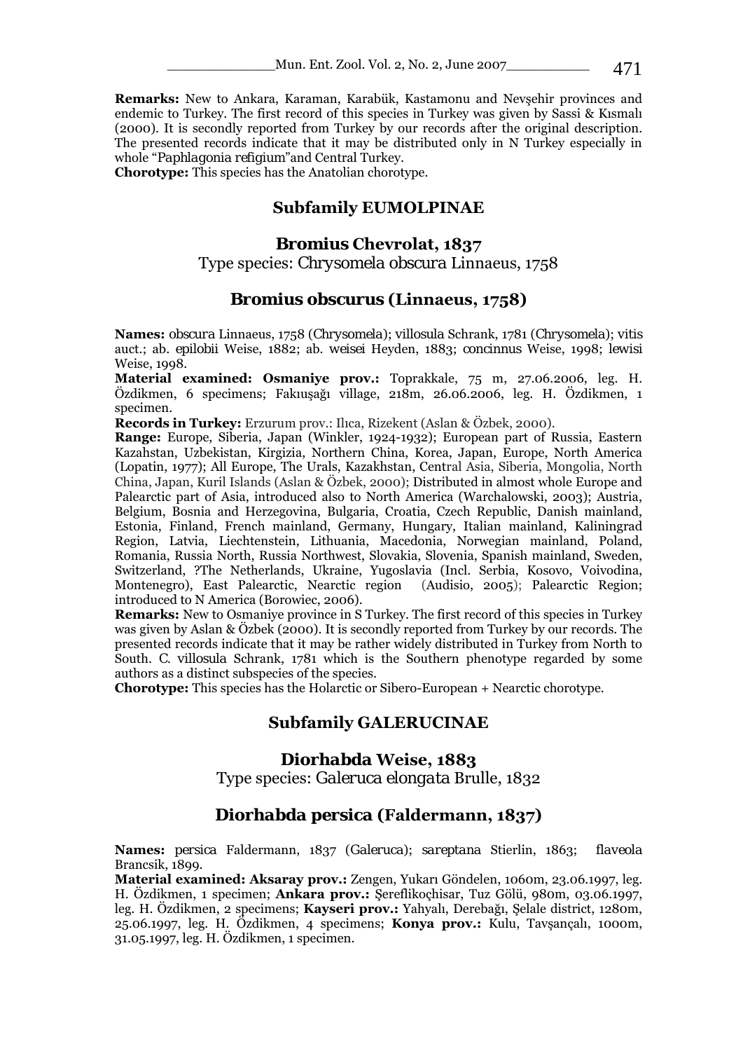**Remarks:** New to Ankara, Karaman, Karabük, Kastamonu and Nevşehir provinces and endemic to Turkey. The first record of this species in Turkey was given by Sassi & Kısmalı (2000). It is secondly reported from Turkey by our records after the original description. The presented records indicate that it may be distributed only in N Turkey especially in whole "*Paphlagonia refigium*"and Central Turkey.
**Chorotype:** This species has the Anatolian chorotype.

## Subfamily EUMOLPINAE

### *Bromius* Chevrolat, 1837

Type species: *Chrysomela obscura* Linnaeus, 1758

### *Bromius obscurus* (Linnaeus, 1758)

**Names:** *obscura* Linnaeus, 1758 (*Chrysomela*); *villosula* Schrank, 1781 (*Chrysomela*); *vitis* auct.; ab. *epilobii* Weise, 1882; ab. *weisei* Heyden, 1883; *concinnus* Weise, 1998; *lewisi* Weise, 1998.
**Material examined: Osmaniye prov.:** Toprakkale, 75 m, 27.06.2006, leg. H. Özdikmen, 6 specimens; Fakıuşağı village, 218m, 26.06.2006, leg. H. Özdikmen, 1 specimen.
**Records in Turkey:** Erzurum prov.: Ilıca, Rizekent (Aslan & Özbek, 2000).
**Range:** Europe, Siberia, Japan (Winkler, 1924-1932); European part of Russia, Eastern Kazahstan, Uzbekistan, Kirgizia, Northern China, Korea, Japan, Europe, North America (Lopatin, 1977); All Europe, The Urals, Kazakhstan, Central Asia, Siberia, Mongolia, North China, Japan, Kuril Islands (Aslan & Özbek, 2000); Distributed in almost whole Europe and Palearctic part of Asia, introduced also to North America (Warchalowski, 2003); Austria, Belgium, Bosnia and Herzegovina, Bulgaria, Croatia, Czech Republic, Danish mainland, Estonia, Finland, French mainland, Germany, Hungary, Italian mainland, Kaliningrad Region, Latvia, Liechtenstein, Lithuania, Macedonia, Norwegian mainland, Poland, Romania, Russia North, Russia Northwest, Slovakia, Slovenia, Spanish mainland, Sweden, Switzerland, ?The Netherlands, Ukraine, Yugoslavia (Incl. Serbia, Kosovo, Voivodina, Montenegro), East Palearctic, Nearctic region (Audisio, 2005); Palearctic Region; introduced to N America (Borowiec, 2006).
**Remarks:** New to Osmaniye province in S Turkey. The first record of this species in Turkey was given by Aslan & Özbek (2000). It is secondly reported from Turkey by our records. The presented records indicate that it may be rather widely distributed in Turkey from North to South. *C. villosula* Schrank, 1781 which is the Southern phenotype regarded by some authors as a distinct subspecies of the species.
**Chorotype:** This species has the Holarctic or Sibero-European + Nearctic chorotype.

## Subfamily GALERUCINAE

### *Diorhabda* Weise, 1883

Type species: *Galeruca elongata* Brulle, 1832

### *Diorhabda persica* (Faldermann, 1837)

**Names:** *persica* Faldermann, 1837 (*Galeruca*); *sareptana* Stierlin, 1863; *flaveola* Brancsik, 1899.
**Material examined: Aksaray prov.:** Zengen, Yukarı Göndelen, 1060m, 23.06.1997, leg. H. Özdikmen, 1 specimen; **Ankara prov.:** Şereflikoçhisar, Tuz Gölü, 980m, 03.06.1997, leg. H. Özdikmen, 2 specimens; **Kayseri prov.:** Yahyalı, Derebağı, Şelale district, 1280m, 25.06.1997, leg. H. Özdikmen, 4 specimens; **Konya prov.:** Kulu, Tavşançalı, 1000m, 31.05.1997, leg. H. Özdikmen, 1 specimen.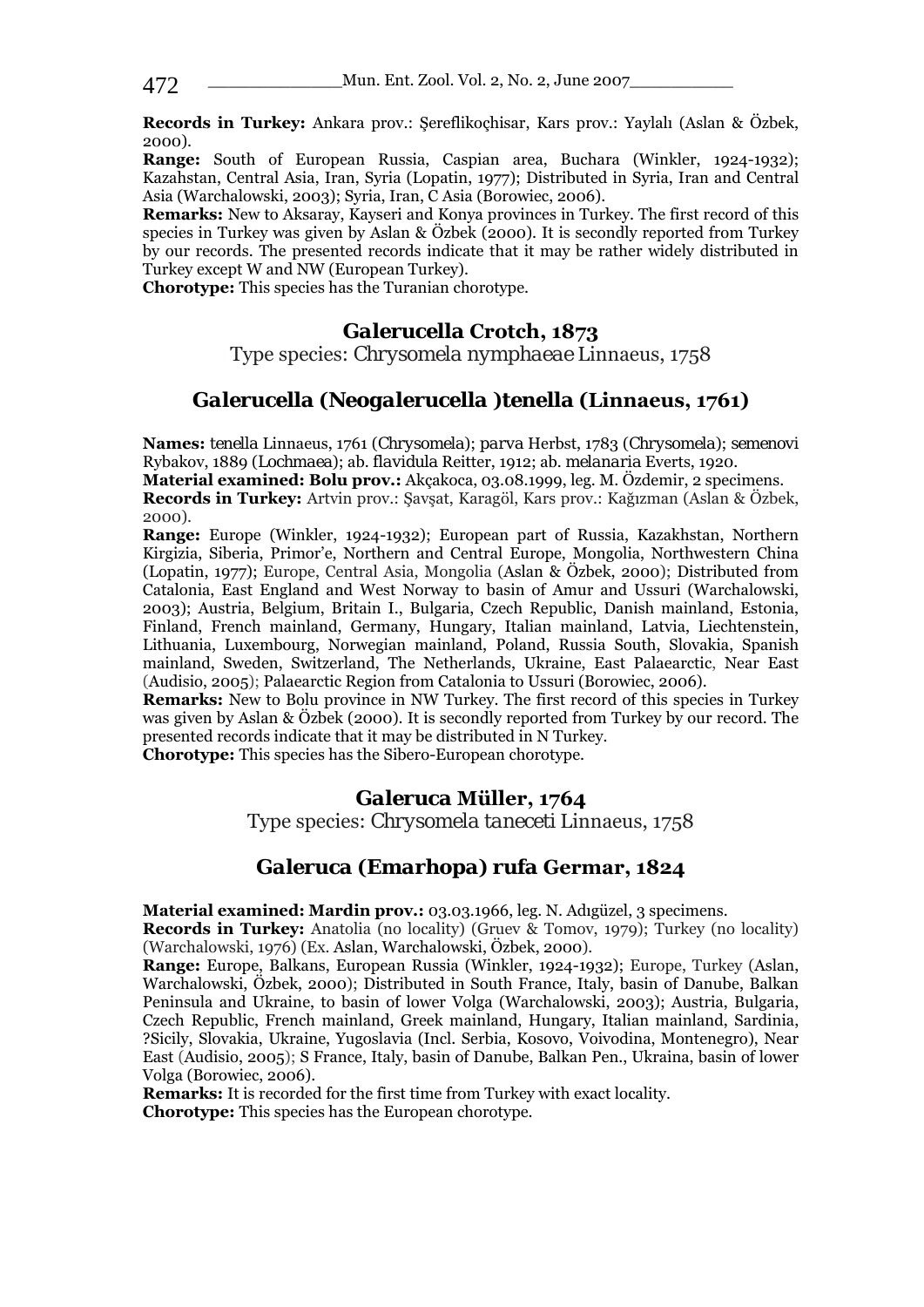**Records in Turkey:** Ankara prov.: Şereflikoçhisar, Kars prov.: Yaylalı (Aslan & Özbek, 2000).
**Range:** South of European Russia, Caspian area, Buchara (Winkler, 1924-1932); Kazahstan, Central Asia, Iran, Syria (Lopatin, 1977); Distributed in Syria, Iran and Central Asia (Warchalowski, 2003); Syria, Iran, C Asia (Borowiec, 2006).
**Remarks:** New to Aksaray, Kayseri and Konya provinces in Turkey. The first record of this species in Turkey was given by Aslan & Özbek (2000). It is secondly reported from Turkey by our records. The presented records indicate that it may be rather widely distributed in Turkey except W and NW (European Turkey).
**Chorotype:** This species has the Turanian chorotype.

## Galerucella Crotch, 1873

Type species: *Chrysomela nymphaeae* Linnaeus, 1758

## Galerucella (Neogalerucella )tenella (Linnaeus, 1761)

**Names:** *tenella* Linnaeus, 1761 (*Chrysomela*); *parva* Herbst, 1783 (*Chrysomela*); *semenovi* Rybakov, 1889 (*Lochmaea*); ab. *flavidula* Reitter, 1912; ab. *melanaria* Everts, 1920.
**Material examined: Bolu prov.:** Akçakoca, 03.08.1999, leg. M. Özdemir, 2 specimens.
**Records in Turkey:** Artvin prov.: Şavşat, Karagöl, Kars prov.: Kağızman (Aslan & Özbek, 2000).
**Range:** Europe (Winkler, 1924-1932); European part of Russia, Kazakhstan, Northern Kirgizia, Siberia, Primor'e, Northern and Central Europe, Mongolia, Northwestern China (Lopatin, 1977); Europe, Central Asia, Mongolia (Aslan & Özbek, 2000); Distributed from Catalonia, East England and West Norway to basin of Amur and Ussuri (Warchalowski, 2003); Austria, Belgium, Britain I., Bulgaria, Czech Republic, Danish mainland, Estonia, Finland, French mainland, Germany, Hungary, Italian mainland, Latvia, Liechtenstein, Lithuania, Luxembourg, Norwegian mainland, Poland, Russia South, Slovakia, Spanish mainland, Sweden, Switzerland, The Netherlands, Ukraine, East Palaearctic, Near East (Audisio, 2005); Palaearctic Region from Catalonia to Ussuri (Borowiec, 2006).
**Remarks:** New to Bolu province in NW Turkey. The first record of this species in Turkey was given by Aslan & Özbek (2000). It is secondly reported from Turkey by our record. The presented records indicate that it may be distributed in N Turkey.
**Chorotype:** This species has the Sibero-European chorotype.

## Galeruca Müller, 1764

Type species: *Chrysomela taneceti* Linnaeus, 1758

## Galeruca (Emarhopa) rufa Germar, 1824

**Material examined: Mardin prov.:** 03.03.1966, leg. N. Adıgüzel, 3 specimens.
**Records in Turkey:** Anatolia (no locality) (Gruev & Tomov, 1979); Turkey (no locality) (Warchalowski, 1976) (Ex. Aslan, Warchalowski, Özbek, 2000).
**Range:** Europe, Balkans, European Russia (Winkler, 1924-1932); Europe, Turkey (Aslan, Warchalowski, Özbek, 2000); Distributed in South France, Italy, basin of Danube, Balkan Peninsula and Ukraine, to basin of lower Volga (Warchalowski, 2003); Austria, Bulgaria, Czech Republic, French mainland, Greek mainland, Hungary, Italian mainland, Sardinia, ?Sicily, Slovakia, Ukraine, Yugoslavia (Incl. Serbia, Kosovo, Voivodina, Montenegro), Near East (Audisio, 2005); S France, Italy, basin of Danube, Balkan Pen., Ukraina, basin of lower Volga (Borowiec, 2006).
**Remarks:** It is recorded for the first time from Turkey with exact locality.
**Chorotype:** This species has the European chorotype.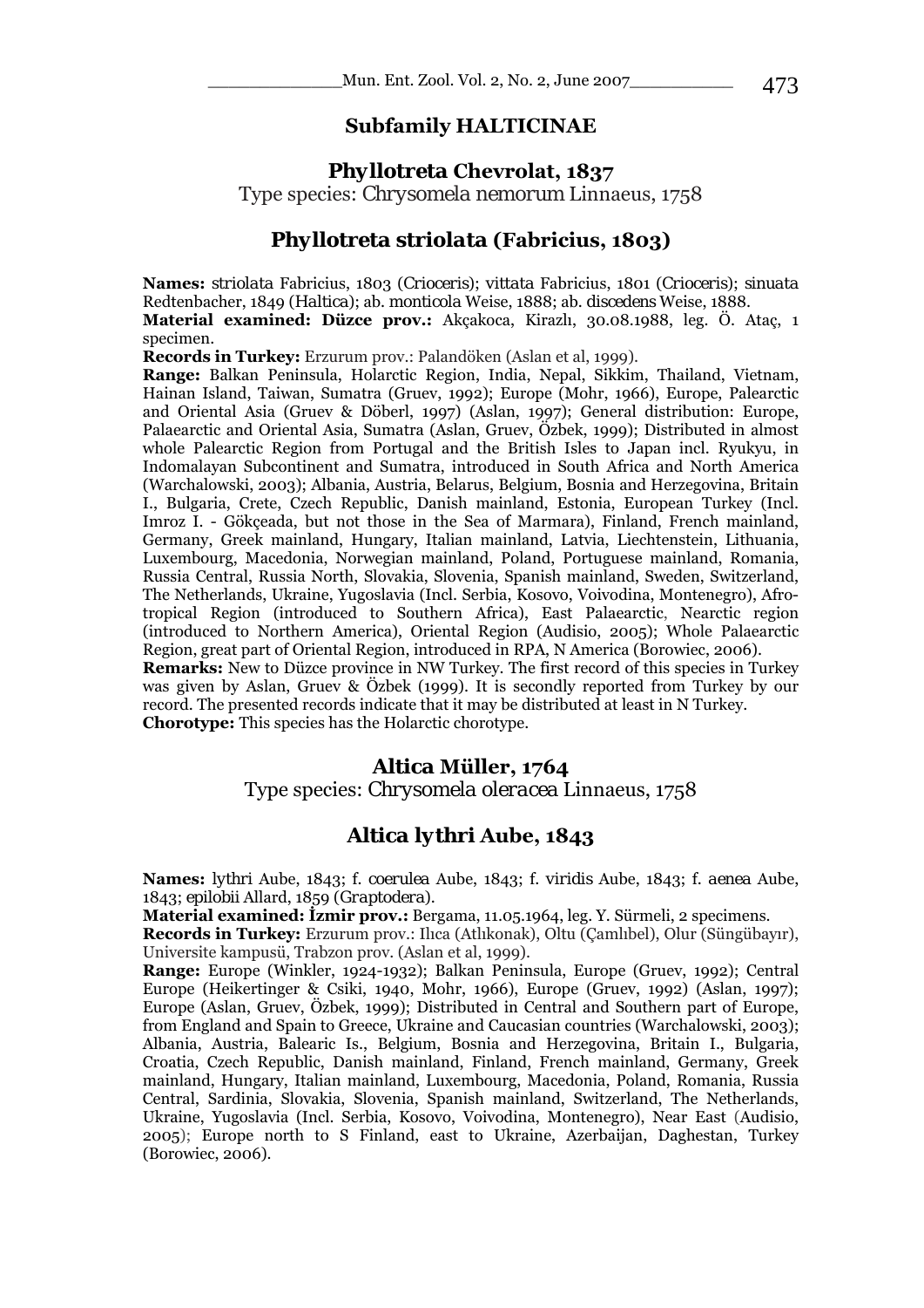## Subfamily HALTICINAE

### Phyllotreta Chevrolat, 1837

Type species: *Chrysomela nemorum* Linnaeus, 1758

### Phyllotreta striolata (Fabricius, 1803)

**Names:** *striolata* Fabricius, 1803 (*Crioceris*); *vittata* Fabricius, 1801 (*Crioceris*); *sinuata* Redtenbacher, 1849 (*Haltica*); ab. *monticola* Weise, 1888; ab. *discedens* Weise, 1888.

**Material examined: Düzce prov.:** Akçakoca, Kirazlı, 30.08.1988, leg. Ö. Ataç, 1 specimen.

**Records in Turkey:** Erzurum prov.: Palandöken (Aslan et al, 1999).

**Range:** Balkan Peninsula, Holarctic Region, India, Nepal, Sikkim, Thailand, Vietnam, Hainan Island, Taiwan, Sumatra (Gruev, 1992); Europe (Mohr, 1966), Europe, Palearctic and Oriental Asia (Gruev & Döberl, 1997) (Aslan, 1997); General distribution: Europe, Palaearctic and Oriental Asia, Sumatra (Aslan, Gruev, Özbek, 1999); Distributed in almost whole Palearctic Region from Portugal and the British Isles to Japan incl. Ryukyu, in Indomalayan Subcontinent and Sumatra, introduced in South Africa and North America (Warchalowski, 2003); Albania, Austria, Belarus, Belgium, Bosnia and Herzegovina, Britain I., Bulgaria, Crete, Czech Republic, Danish mainland, Estonia, European Turkey (Incl. Imroz I. - Gökçeada, but not those in the Sea of Marmara), Finland, French mainland, Germany, Greek mainland, Hungary, Italian mainland, Latvia, Liechtenstein, Lithuania, Luxembourg, Macedonia, Norwegian mainland, Poland, Portuguese mainland, Romania, Russia Central, Russia North, Slovakia, Slovenia, Spanish mainland, Sweden, Switzerland, The Netherlands, Ukraine, Yugoslavia (Incl. Serbia, Kosovo, Voivodina, Montenegro), Afro-tropical Region (introduced to Southern Africa), East Palaearctic, Nearctic region (introduced to Northern America), Oriental Region (Audisio, 2005); Whole Palaearctic Region, great part of Oriental Region, introduced in RPA, N America (Borowiec, 2006).

**Remarks:** New to Düzce province in NW Turkey. The first record of this species in Turkey was given by Aslan, Gruev & Özbek (1999). It is secondly reported from Turkey by our record. The presented records indicate that it may be distributed at least in N Turkey.

**Chorotype:** This species has the Holarctic chorotype.

### Altica Müller, 1764

Type species: *Chrysomela oleracea* Linnaeus, 1758

### Altica lythri Aube, 1843

**Names:** *lythri* Aube, 1843; f. *coerulea* Aube, 1843; f. *viridis* Aube, 1843; f. *aenea* Aube, 1843; *epilobii* Allard, 1859 (*Graptodera*).

**Material examined: İzmir prov.:** Bergama, 11.05.1964, leg. Y. Sürmeli, 2 specimens.

**Records in Turkey:** Erzurum prov.: Ilıca (Atlıkonak), Oltu (Çamlıbel), Olur (Süngübayır), Universite kampusü, Trabzon prov. (Aslan et al, 1999).

**Range:** Europe (Winkler, 1924-1932); Balkan Peninsula, Europe (Gruev, 1992); Central Europe (Heikertinger & Csiki, 1940, Mohr, 1966), Europe (Gruev, 1992) (Aslan, 1997); Europe (Aslan, Gruev, Özbek, 1999); Distributed in Central and Southern part of Europe, from England and Spain to Greece, Ukraine and Caucasian countries (Warchalowski, 2003); Albania, Austria, Balearic Is., Belgium, Bosnia and Herzegovina, Britain I., Bulgaria, Croatia, Czech Republic, Danish mainland, Finland, French mainland, Germany, Greek mainland, Hungary, Italian mainland, Luxembourg, Macedonia, Poland, Romania, Russia Central, Sardinia, Slovakia, Slovenia, Spanish mainland, Switzerland, The Netherlands, Ukraine, Yugoslavia (Incl. Serbia, Kosovo, Voivodina, Montenegro), Near East (Audisio, 2005); Europe north to S Finland, east to Ukraine, Azerbaijan, Daghestan, Turkey (Borowiec, 2006).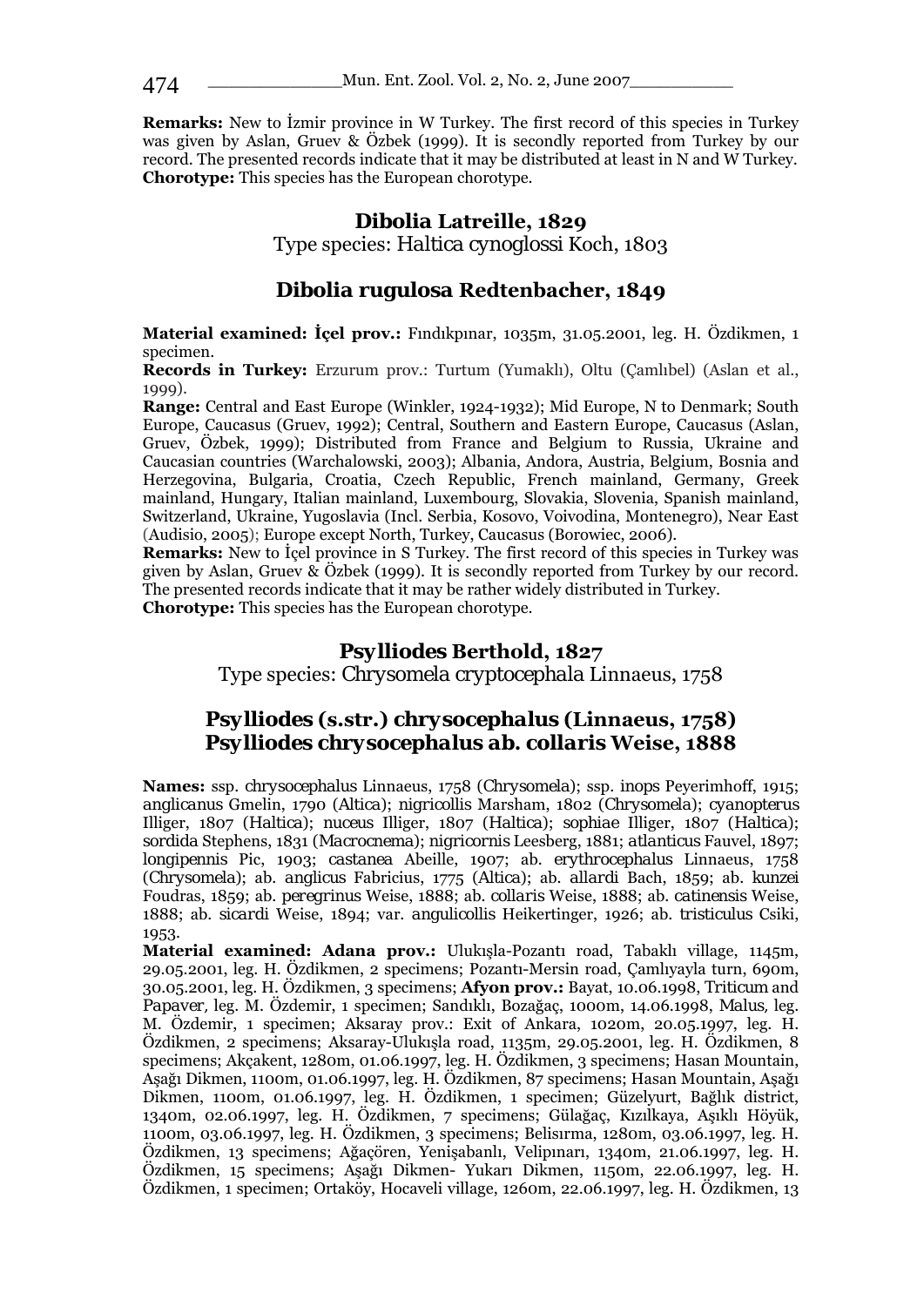**Remarks:** New to İzmir province in W Turkey. The first record of this species in Turkey was given by Aslan, Gruev & Özbek (1999). It is secondly reported from Turkey by our record. The presented records indicate that it may be distributed at least in N and W Turkey.
**Chorotype:** This species has the European chorotype.

## Dibolia Latreille, 1829

Type species: *Haltica cynoglossi* Koch, 1803

## *Dibolia rugulosa* Redtenbacher, 1849

**Material examined: İçel prov.:** Fındıkpınar, 1035m, 31.05.2001, leg. H. Özdikmen, 1 specimen.

**Records in Turkey:** Erzurum prov.: Turtum (Yumaklı), Oltu (Çamlıbel) (Aslan et al., 1999).

**Range:** Central and East Europe (Winkler, 1924-1932); Mid Europe, N to Denmark; South Europe, Caucasus (Gruev, 1992); Central, Southern and Eastern Europe, Caucasus (Aslan, Gruev, Özbek, 1999); Distributed from France and Belgium to Russia, Ukraine and Caucasian countries (Warchalowski, 2003); Albania, Andora, Austria, Belgium, Bosnia and Herzegovina, Bulgaria, Croatia, Czech Republic, French mainland, Germany, Greek mainland, Hungary, Italian mainland, Luxembourg, Slovakia, Slovenia, Spanish mainland, Switzerland, Ukraine, Yugoslavia (Incl. Serbia, Kosovo, Voivodina, Montenegro), Near East (Audisio, 2005); Europe except North, Turkey, Caucasus (Borowiec, 2006).

**Remarks:** New to İçel province in S Turkey. The first record of this species in Turkey was given by Aslan, Gruev & Özbek (1999). It is secondly reported from Turkey by our record. The presented records indicate that it may be rather widely distributed in Turkey.
**Chorotype:** This species has the European chorotype.

## Psylliodes Berthold, 1827

Type species: *Chrysomela cryptocephala* Linnaeus, 1758

## *Psylliodes* (s.str.) *chrysocephalus* (Linnaeus, 1758)
## *Psylliodes chrysocephalus* ab. *collaris* Weise, 1888

**Names:** ssp. *chrysocephalus* Linnaeus, 1758 (*Chrysomela*); ssp. *inops* Peyerimhoff, 1915; *anglicanus* Gmelin, 1790 (*Altica*); *nigricollis* Marsham, 1802 (*Chrysomela*); *cyanopterus* Illiger, 1807 (*Haltica*); *nuceus* Illiger, 1807 (*Haltica*); *sophiae* Illiger, 1807 (*Haltica*); *sordida* Stephens, 1831 (*Macrocnema*); *nigricornis* Leesberg, 1881; *atlanticus* Fauvel, 1897; *longipennis* Pic, 1903; *castanea* Abeille, 1907; ab. *erythrocephalus* Linnaeus, 1758 (*Chrysomela*); ab. *anglicus* Fabricius, 1775 (*Altica*); ab. *allardi* Bach, 1859; ab. *kunzei* Foudras, 1859; ab. *peregrinus* Weise, 1888; ab. *collaris* Weise, 1888; ab. *catinensis* Weise, 1888; ab. *sicardi* Weise, 1894; var. *angulicollis* Heikertinger, 1926; ab. *tristiculus* Csiki, 1953.

**Material examined: Adana prov.:** Ulukışla-Pozantı road, Tabaklı village, 1145m, 29.05.2001, leg. H. Özdikmen, 2 specimens; Pozantı-Mersin road, Çamlıyayla turn, 690m, 30.05.2001, leg. H. Özdikmen, 3 specimens; **Afyon prov.:** Bayat, 10.06.1998, *Triticum* and *Papaver*, leg. M. Özdemir, 1 specimen; Sandıklı, Bozağaç, 1000m, 14.06.1998, *Malus*, leg. M. Özdemir, 1 specimen; Aksaray prov.: Exit of Ankara, 1020m, 20.05.1997, leg. H. Özdikmen, 2 specimens; Aksaray-Ulukışla road, 1135m, 29.05.2001, leg. H. Özdikmen, 8 specimens; Akçakent, 1280m, 01.06.1997, leg. H. Özdikmen, 3 specimens; Hasan Mountain, Aşağı Dikmen, 1100m, 01.06.1997, leg. H. Özdikmen, 87 specimens; Hasan Mountain, Aşağı Dikmen, 1100m, 01.06.1997, leg. H. Özdikmen, 1 specimen; Güzelyurt, Bağlık district, 1340m, 02.06.1997, leg. H. Özdikmen, 7 specimens; Gülağaç, Kızılkaya, Aşıklı Höyük, 1100m, 03.06.1997, leg. H. Özdikmen, 3 specimens; Belisırma, 1280m, 03.06.1997, leg. H. Özdikmen, 13 specimens; Ağaçören, Yenişabanlı, Velipınarı, 1340m, 21.06.1997, leg. H. Özdikmen, 15 specimens; Aşağı Dikmen- Yukarı Dikmen, 1150m, 22.06.1997, leg. H. Özdikmen, 1 specimen; Ortaköy, Hocaveli village, 1260m, 22.06.1997, leg. H. Özdikmen, 13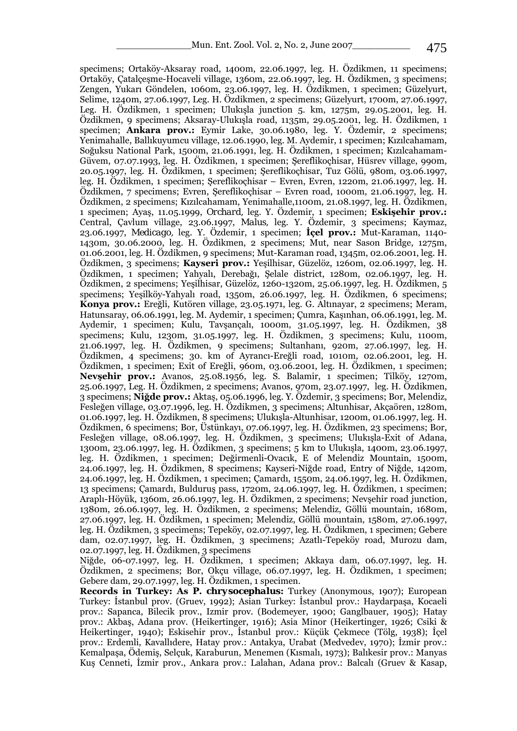specimens; Ortaköy-Aksaray road, 1400m, 22.06.1997, leg. H. Özdikmen, 11 specimens; Ortaköy, Çatalçeşme-Hocaveli village, 1360m, 22.06.1997, leg. H. Özdikmen, 3 specimens; Zengen, Yukarı Göndelen, 1060m, 23.06.1997, leg. H. Özdikmen, 1 specimen; Güzelyurt, Selime, 1240m, 27.06.1997, Leg. H. Özdikmen, 2 specimens; Güzelyurt, 1700m, 27.06.1997, Leg. H. Özdikmen, 1 specimen; Ulukışla junction 5. km, 1275m, 29.05.2001, leg. H. Özdikmen, 9 specimens; Aksaray-Ulukışla road, 1135m, 29.05.2001, leg. H. Özdikmen, 1 specimen; **Ankara prov.:** Eymir Lake, 30.06.1980, leg. Y. Özdemir, 2 specimens; Yenimahalle, Ballıkuyumcu village, 12.06.1990, leg. M. Aydemir, 1 specimen; Kızılcahamam, Soğuksu National Park, 1500m, 21.06.1991, leg. H. Özdikmen, 1 specimen; Kızılcahamam-Güvem, 07.07.1993, leg. H. Özdikmen, 1 specimen; Şereflikoçhisar, Hüsrev village, 990m, 20.05.1997, leg. H. Özdikmen, 1 specimen; Şereflikoçhisar, Tuz Gölü, 980m, 03.06.1997, leg. H. Özdikmen, 1 specimen; Şereflikoçhisar – Evren, Evren, 1220m, 21.06.1997, leg. H. Özdikmen, 7 specimens; Evren, Şereflikoçhisar – Evren road, 1000m, 21.06.1997, leg. H. Özdikmen, 2 specimens; Kızılcahamam, Yenimahalle,1100m, 21.08.1997, leg. H. Özdikmen, 1 specimen; Ayaş, 11.05.1999, *Orchard*, leg. Y. Özdemir, 1 specimen; **Eskişehir prov.:** Central, Çavlum village, 23.06.1997, *Malus*, leg. Y. Özdemir, 3 specimens; Kaymaz, 23.06.1997, *Medicago*, leg. Y. Özdemir, 1 specimen; **İçel prov.:** Mut-Karaman, 1140-1430m, 30.06.2000, leg. H. Özdikmen, 2 specimens; Mut, near Sason Bridge, 1275m, 01.06.2001, leg. H. Özdikmen, 9 specimens; Mut-Karaman road, 1345m, 02.06.2001, leg. H. Özdikmen, 3 specimens; **Kayseri prov.:** Yeşilhisar, Güzelöz, 1260m, 02.06.1997, leg. H. Özdikmen, 1 specimen; Yahyalı, Derebağı, Şelale district, 1280m, 02.06.1997, leg. H. Özdikmen, 2 specimens; Yeşilhisar, Güzelöz, 1260-1320m, 25.06.1997, leg. H. Özdikmen, 5 specimens; Yeşilköy-Yahyalı road, 1350m, 26.06.1997, leg. H. Özdikmen, 6 specimens; **Konya prov.:** Ereğli, Kutören village, 23.05.1971, leg. G. Altınayar, 2 specimens; Meram, Hatunsaray, 06.06.1991, leg. M. Aydemir, 1 specimen; Çumra, Kaşınhan, 06.06.1991, leg. M. Aydemir, 1 specimen; Kulu, Tavşançalı, 1000m, 31.05.1997, leg. H. Özdikmen, 38 specimens; Kulu, 1230m, 31.05.1997, leg. H. Özdikmen, 3 specimens; Kulu, 1100m, 21.06.1997, leg. H. Özdikmen, 9 specimens; Sultanhanı, 920m, 27.06.1997, leg. H. Özdikmen, 4 specimens; 30. km of Ayrancı-Ereğli road, 1010m, 02.06.2001, leg. H. Özdikmen, 1 specimen; Exit of Ereğli, 960m, 03.06.2001, leg. H. Özdikmen, 1 specimen; **Nevşehir prov.:** Avanos, 25.08.1956, leg. S. Balamir, 1 specimen; Tilköy, 1270m, 25.06.1997, Leg. H. Özdikmen, 2 specimens; Avanos, 970m, 23.07.1997, leg. H. Özdikmen, 3 specimens; **Niğde prov.:** Aktaş, 05.06.1996, leg. Y. Özdemir, 3 specimens; Bor, Melendiz, Fesleğen village, 03.07.1996, leg. H. Özdikmen, 3 specimens; Altunhisar, Akçaören, 1280m, 01.06.1997, leg. H. Özdikmen, 8 specimens; Ulukışla-Altunhisar, 1200m, 01.06.1997, leg. H. Özdikmen, 6 specimens; Bor, Üstünkayı, 07.06.1997, leg. H. Özdikmen, 23 specimens; Bor, Fesleğen village, 08.06.1997, leg. H. Özdikmen, 3 specimens; Ulukışla-Exit of Adana, 1300m, 23.06.1997, leg. H. Özdikmen, 3 specimens; 5 km to Ulukışla, 1400m, 23.06.1997, leg. H. Özdikmen, 1 specimen; Değirmenli-Ovacık, E of Melendiz Mountain, 1500m, 24.06.1997, leg. H. Özdikmen, 8 specimens; Kayseri-Niğde road, Entry of Niğde, 1420m, 24.06.1997, leg. H. Özdikmen, 1 specimen; Çamardı, 1550m, 24.06.1997, leg. H. Özdikmen, 13 specimens; Çamardı, Bulduruş pass, 1720m, 24.06.1997, leg. H. Özdikmen, 1 specimen; Araplı-Höyük, 1360m, 26.06.1997, leg. H. Özdikmen, 2 specimens; Nevşehir road junction, 1380m, 26.06.1997, leg. H. Özdikmen, 2 specimens; Melendiz, Göllü mountain, 1680m, 27.06.1997, leg. H. Özdikmen, 1 specimen; Melendiz, Göllü mountain, 1580m, 27.06.1997, leg. H. Özdikmen, 3 specimens; Tepeköy, 02.07.1997, leg. H. Özdikmen, 1 specimen; Gebere dam, 02.07.1997, leg. H. Özdikmen, 3 specimens; Azatlı-Tepeköy road, Murozu dam, 02.07.1997, leg. H. Özdikmen, 3 specimens
Niğde, 06-07.1997, leg. H. Özdikmen, 1 specimen; Akkaya dam, 06.07.1997, leg. H. Özdikmen, 2 specimens; Bor, Okçu village, 06.07.1997, leg. H. Özdikmen, 1 specimen; Gebere dam, 29.07.1997, leg. H. Özdikmen, 1 specimen.

**Records in Turkey: As *P. chrysocephalus*:** Turkey (Anonymous, 1907); European Turkey: İstanbul prov. (Gruev, 1992); Asian Turkey: İstanbul prov.: Haydarpaşa, Kocaeli prov.: Sapanca, Bilecik prov., Izmir prov. (Bodemeyer, 1900; Ganglbauer, 1905); Hatay prov.: Akbaş, Adana prov. (Heikertinger, 1916); Asia Minor (Heikertinger, 1926; Csiki & Heikertinger, 1940); Eskisehir prov., İstanbul prov.: Küçük Çekmece (Tölg, 1938); İçel prov.: Erdemli, Kavallıdere, Hatay prov.: Antakya, Urabat (Medvedev, 1970); İzmir prov.: Kemalpaşa, Ödemiş, Selçuk, Karaburun, Menemen (Kısmalı, 1973); Balıkesir prov.: Manyas Kuş Cenneti, İzmir prov., Ankara prov.: Lalahan, Adana prov.: Balcalı (Gruev & Kasap,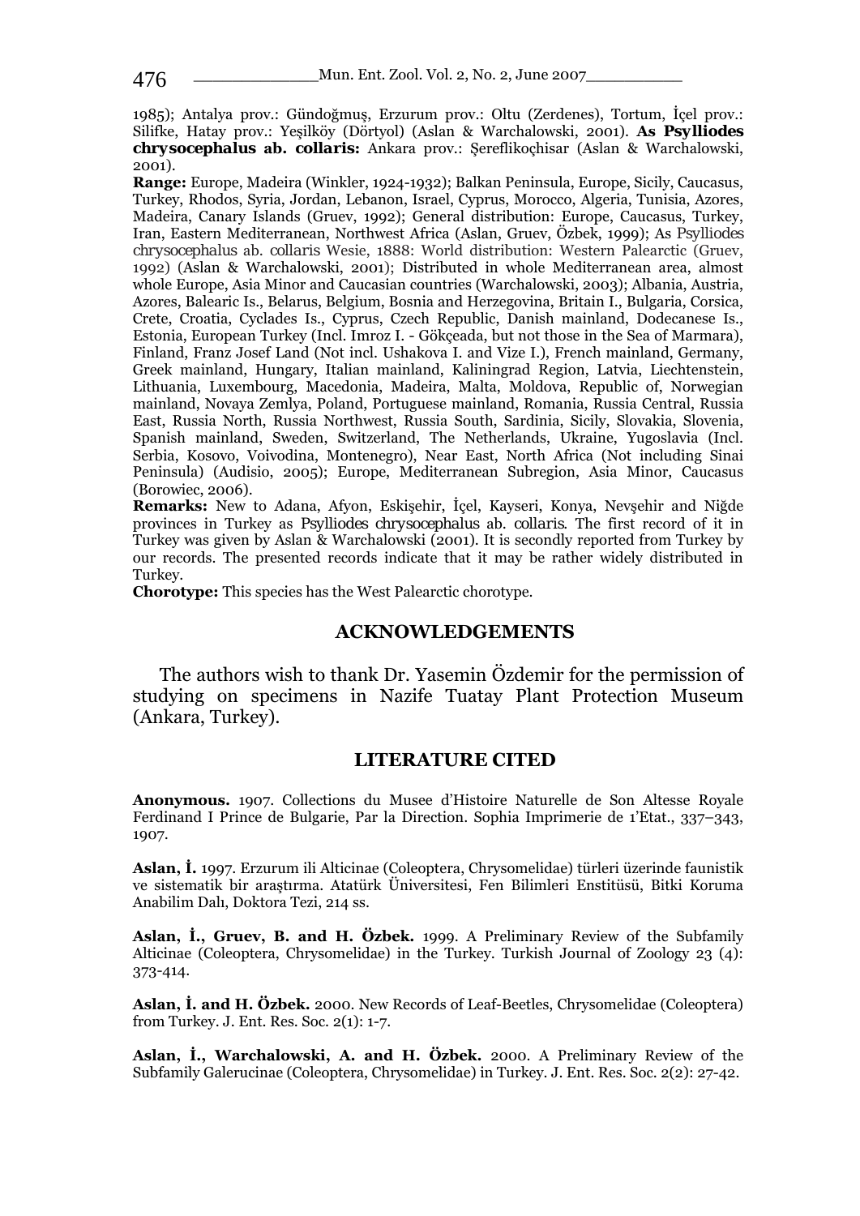1985); Antalya prov.: Gündoğmuş, Erzurum prov.: Oltu (Zerdenes), Tortum, İçel prov.: Silifke, Hatay prov.: Yeşilköy (Dörtyol) (Aslan & Warchalowski, 2001). **As *Psylliodes chrysocephalus* ab. *collaris*:** Ankara prov.: Şereflikoçhisar (Aslan & Warchalowski, 2001).

**Range:** Europe, Madeira (Winkler, 1924-1932); Balkan Peninsula, Europe, Sicily, Caucasus, Turkey, Rhodos, Syria, Jordan, Lebanon, Israel, Cyprus, Morocco, Algeria, Tunisia, Azores, Madeira, Canary Islands (Gruev, 1992); General distribution: Europe, Caucasus, Turkey, Iran, Eastern Mediterranean, Northwest Africa (Aslan, Gruev, Özbek, 1999); As *Psylliodes chrysocephalus* ab. *collaris* Wesie, 1888: World distribution: Western Palearctic (Gruev, 1992) (Aslan & Warchalowski, 2001); Distributed in whole Mediterranean area, almost whole Europe, Asia Minor and Caucasian countries (Warchalowski, 2003); Albania, Austria, Azores, Balearic Is., Belarus, Belgium, Bosnia and Herzegovina, Britain I., Bulgaria, Corsica, Crete, Croatia, Cyclades Is., Cyprus, Czech Republic, Danish mainland, Dodecanese Is., Estonia, European Turkey (Incl. Imroz I. - Gökçeada, but not those in the Sea of Marmara), Finland, Franz Josef Land (Not incl. Ushakova I. and Vize I.), French mainland, Germany, Greek mainland, Hungary, Italian mainland, Kaliningrad Region, Latvia, Liechtenstein, Lithuania, Luxembourg, Macedonia, Madeira, Malta, Moldova, Republic of, Norwegian mainland, Novaya Zemlya, Poland, Portuguese mainland, Romania, Russia Central, Russia East, Russia North, Russia Northwest, Russia South, Sardinia, Sicily, Slovakia, Slovenia, Spanish mainland, Sweden, Switzerland, The Netherlands, Ukraine, Yugoslavia (Incl. Serbia, Kosovo, Voivodina, Montenegro), Near East, North Africa (Not including Sinai Peninsula) (Audisio, 2005); Europe, Mediterranean Subregion, Asia Minor, Caucasus (Borowiec, 2006).

**Remarks:** New to Adana, Afyon, Eskişehir, İçel, Kayseri, Konya, Nevşehir and Niğde provinces in Turkey as *Psylliodes chrysocephalus* ab. *collaris*. The first record of it in Turkey was given by Aslan & Warchalowski (2001). It is secondly reported from Turkey by our records. The presented records indicate that it may be rather widely distributed in Turkey.

**Chorotype:** This species has the West Palearctic chorotype.

## ACKNOWLEDGEMENTS

The authors wish to thank Dr. Yasemin Özdemir for the permission of studying on specimens in Nazife Tuatay Plant Protection Museum (Ankara, Turkey).

## LITERATURE CITED

**Anonymous.** 1907. Collections du Musee d'Histoire Naturelle de Son Altesse Royale Ferdinand I Prince de Bulgarie, Par la Direction. Sophia Imprimerie de 1'Etat., 337–343, 1907.

**Aslan, İ.** 1997. Erzurum ili Alticinae (Coleoptera, Chrysomelidae) türleri üzerinde faunistik ve sistematik bir araştırma. Atatürk Üniversitesi, Fen Bilimleri Enstitüsü, Bitki Koruma Anabilim Dalı, Doktora Tezi, 214 ss.

**Aslan, İ., Gruev, B. and H. Özbek.** 1999. A Preliminary Review of the Subfamily Alticinae (Coleoptera, Chrysomelidae) in the Turkey. Turkish Journal of Zoology 23 (4): 373-414.

**Aslan, İ. and H. Özbek.** 2000. New Records of Leaf-Beetles, Chrysomelidae (Coleoptera) from Turkey. J. Ent. Res. Soc. 2(1): 1-7.

**Aslan, İ., Warchalowski, A. and H. Özbek.** 2000. A Preliminary Review of the Subfamily Galerucinae (Coleoptera, Chrysomelidae) in Turkey. J. Ent. Res. Soc. 2(2): 27-42.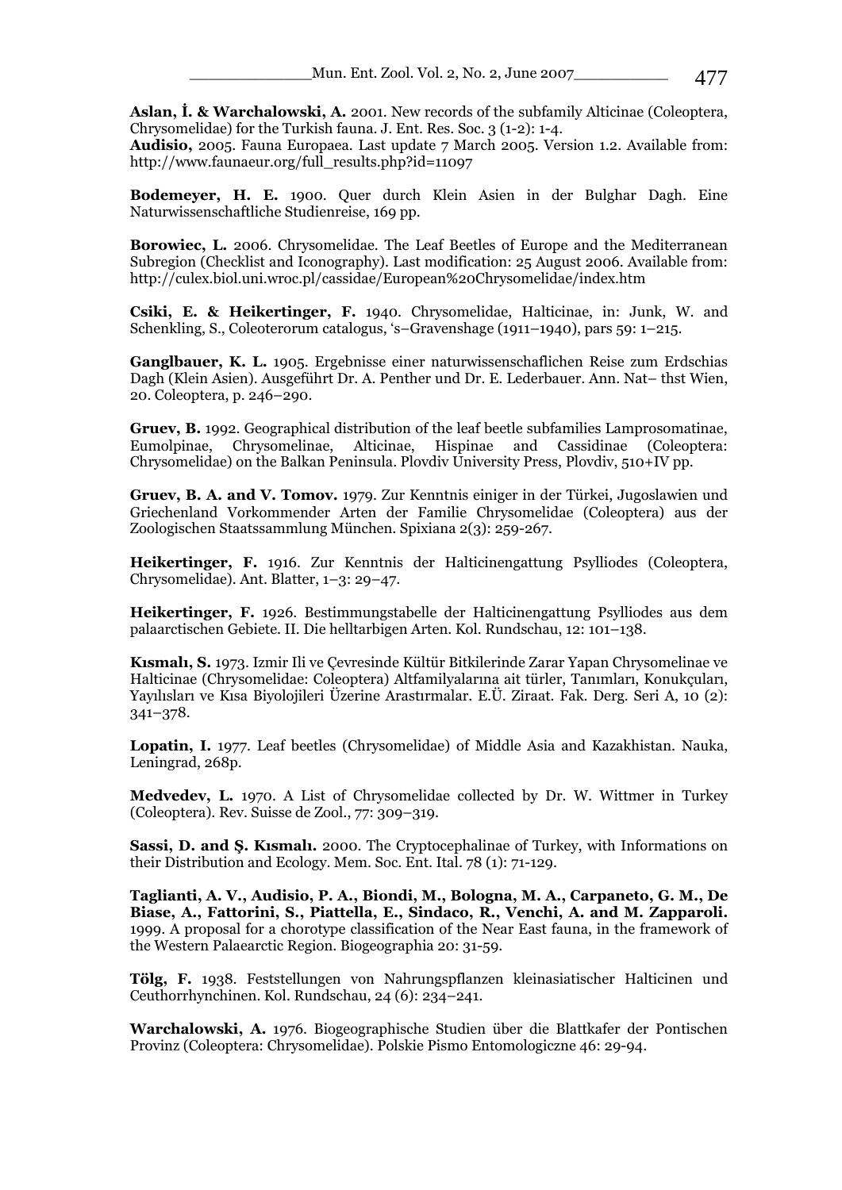**Aslan, İ. & Warchalowski, A.** 2001. New records of the subfamily Alticinae (Coleoptera, Chrysomelidae) for the Turkish fauna. J. Ent. Res. Soc. 3 (1-2): 1-4.

**Audisio,** 2005. Fauna Europaea. Last update 7 March 2005. Version 1.2. Available from: http://www.faunaeur.org/full_results.php?id=11097

**Bodemeyer, H. E.** 1900. Quer durch Klein Asien in der Bulghar Dagh. Eine Naturwissenschaftliche Studienreise, 169 pp.

**Borowiec, L.** 2006. Chrysomelidae. The Leaf Beetles of Europe and the Mediterranean Subregion (Checklist and Iconography). Last modification: 25 August 2006. Available from: http://culex.biol.uni.wroc.pl/cassidae/European%20Chrysomelidae/index.htm

**Csiki, E. & Heikertinger, F.** 1940. Chrysomelidae, Halticinae, in: Junk, W. and Schenkling, S., Coleoterorum catalogus, 's–Gravenshage (1911–1940), pars 59: 1–215.

**Ganglbauer, K. L.** 1905. Ergebnisse einer naturwissenschaflichen Reise zum Erdschias Dagh (Klein Asien). Ausgeführt Dr. A. Penther und Dr. E. Lederbauer. Ann. Nat– thst Wien, 20. Coleoptera, p. 246–290.

**Gruev, B.** 1992. Geographical distribution of the leaf beetle subfamilies Lamprosomatinae, Eumolpinae, Chrysomelinae, Alticinae, Hispinae and Cassidinae (Coleoptera: Chrysomelidae) on the Balkan Peninsula. Plovdiv University Press, Plovdiv, 510+IV pp.

**Gruev, B. A. and V. Tomov.** 1979. Zur Kenntnis einiger in der Türkei, Jugoslawien und Griechenland Vorkommender Arten der Familie Chrysomelidae (Coleoptera) aus der Zoologischen Staatssammlung München. Spixiana 2(3): 259-267.

**Heikertinger, F.** 1916. Zur Kenntnis der Halticinengattung Psylliodes (Coleoptera, Chrysomelidae). Ant. Blatter, 1–3: 29–47.

**Heikertinger, F.** 1926. Bestimmungstabelle der Halticinengattung Psylliodes aus dem palaarctischen Gebiete. II. Die helltarbigen Arten. Kol. Rundschau, 12: 101–138.

**Kısmalı, S.** 1973. Izmir Ili ve Çevresinde Kültür Bitkilerinde Zarar Yapan Chrysomelinae ve Halticinae (Chrysomelidae: Coleoptera) Altfamilyalarına ait türler, Tanımları, Konukçuları, Yayılısları ve Kısa Biyolojileri Üzerine Arastırmalar. E.Ü. Ziraat. Fak. Derg. Seri A, 10 (2): 341–378.

**Lopatin, I.** 1977. Leaf beetles (Chrysomelidae) of Middle Asia and Kazakhistan. Nauka, Leningrad, 268p.

**Medvedev, L.** 1970. A List of Chrysomelidae collected by Dr. W. Wittmer in Turkey (Coleoptera). Rev. Suisse de Zool., 77: 309–319.

**Sassi, D. and Ş. Kısmalı.** 2000. The Cryptocephalinae of Turkey, with Informations on their Distribution and Ecology. Mem. Soc. Ent. Ital. 78 (1): 71-129.

**Taglianti, A. V., Audisio, P. A., Biondi, M., Bologna, M. A., Carpaneto, G. M., De Biase, A., Fattorini, S., Piattella, E., Sindaco, R., Venchi, A. and M. Zapparoli.** 1999. A proposal for a chorotype classification of the Near East fauna, in the framework of the Western Palaearctic Region. Biogeographia 20: 31-59.

**Tölg, F.** 1938. Feststellungen von Nahrungspflanzen kleinasiatischer Halticinen und Ceuthorrhynchinen. Kol. Rundschau, 24 (6): 234–241.

**Warchalowski, A.** 1976. Biogeographische Studien über die Blattkafer der Pontischen Provinz (Coleoptera: Chrysomelidae). Polskie Pismo Entomologiczne 46: 29-94.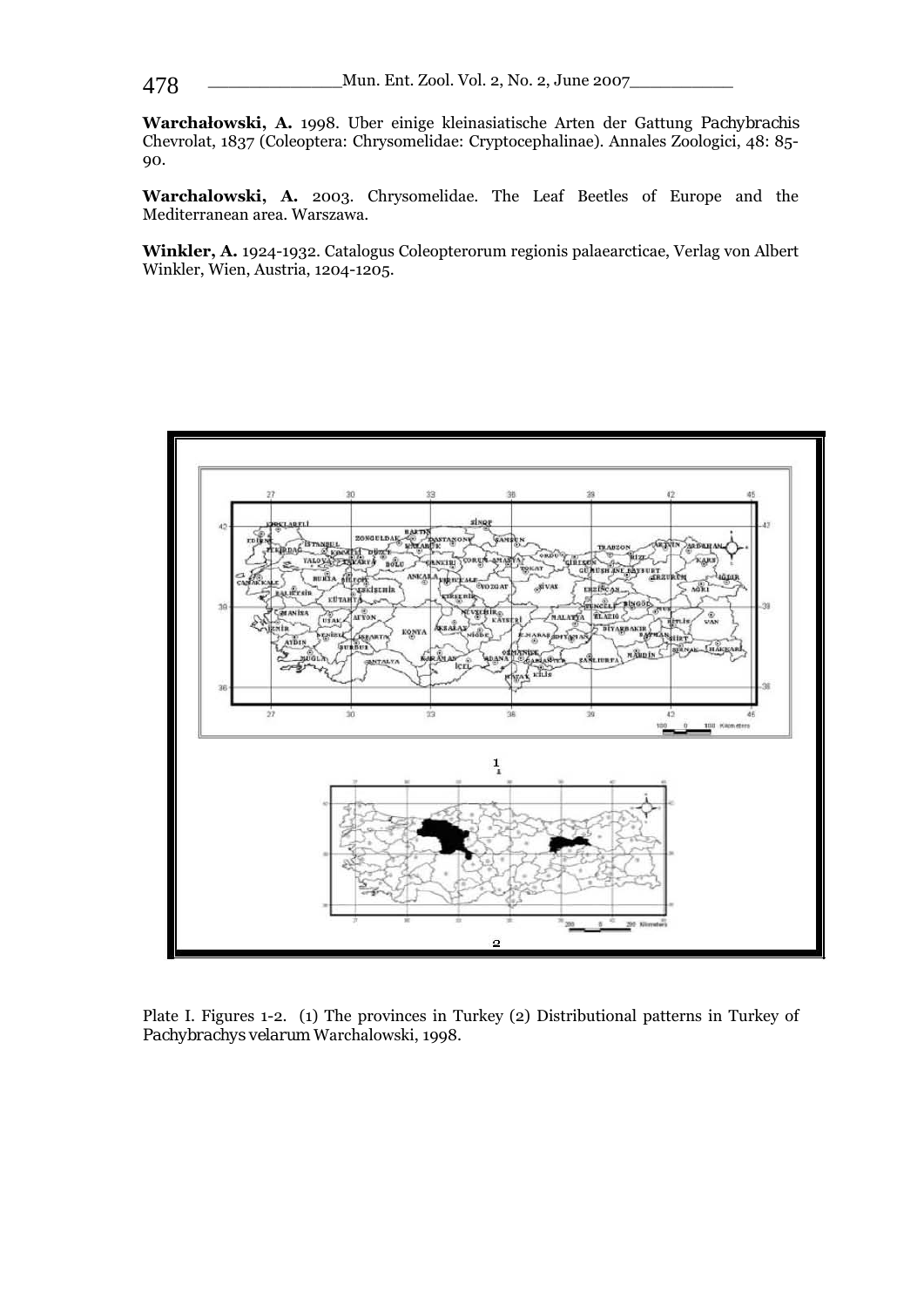**Warchałowski, A.** 1998. Uber einige kleinasiatische Arten der Gattung *Pachybrachis* Chevrolat, 1837 (Coleoptera: Chrysomelidae: Cryptocephalinae). Annales Zoologici, 48: 85-90.

**Warchalowski, A.** 2003. Chrysomelidae. The Leaf Beetles of Europe and the Mediterranean area. Warszawa.

**Winkler, A.** 1924-1932. Catalogus Coleopterorum regionis palaearcticae, Verlag von Albert Winkler, Wien, Austria, 1204-1205.

Plate I. Figures 1-2. (1) The provinces in Turkey (2) Distributional patterns in Turkey of *Pachybrachys velarum* Warchalowski, 1998.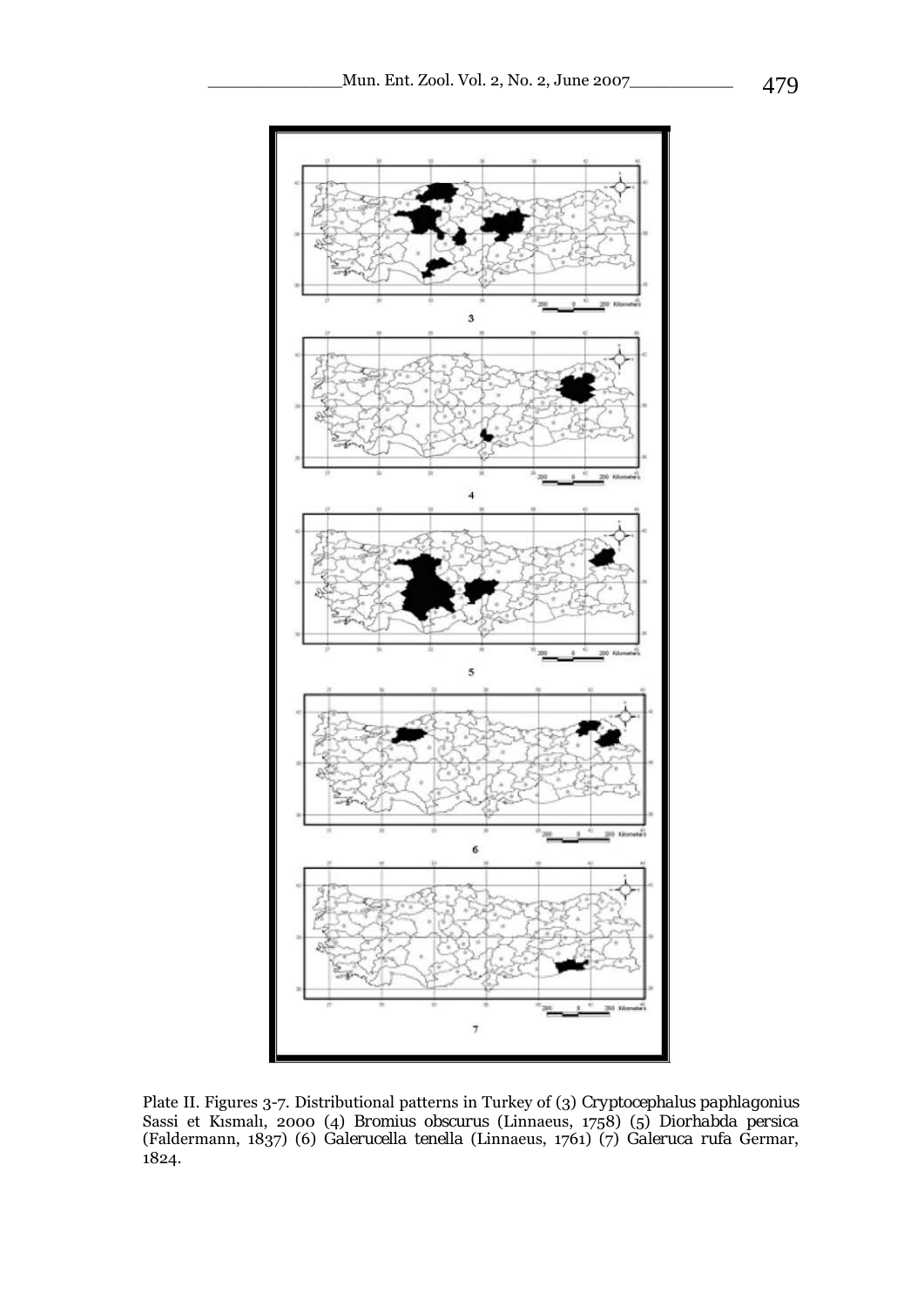Plate II. Figures 3-7. Distributional patterns in Turkey of (3) *Cryptocephalus paphlagonius* Sassi et Kısmalı, 2000 (4) *Bromius obscurus* (Linnaeus, 1758) (5) *Diorhabda persica* (Faldermann, 1837) (6) *Galerucella tenella* (Linnaeus, 1761) (7) *Galeruca rufa* Germar, 1824.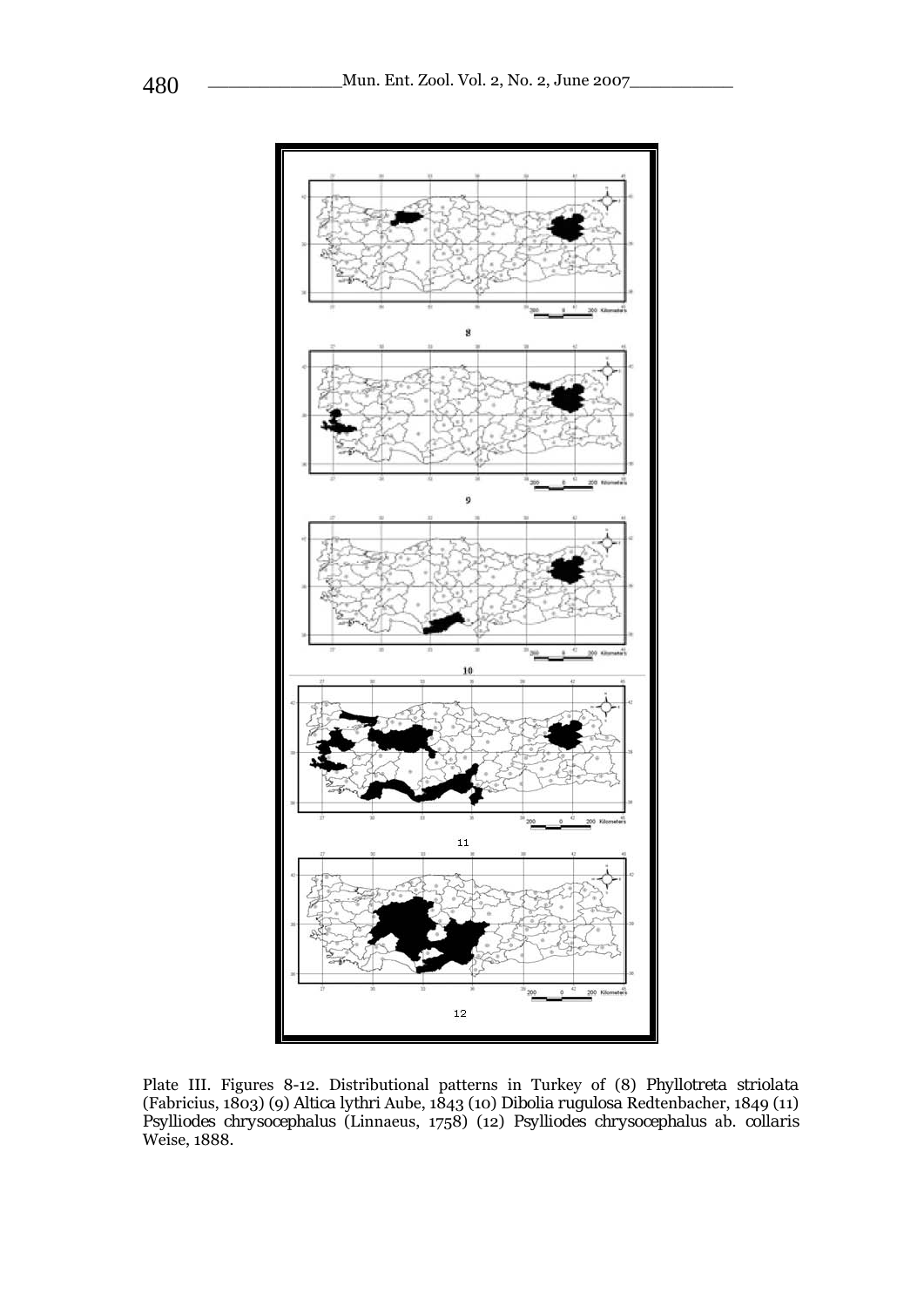8

9

10

11

12

Plate III. Figures 8-12. Distributional patterns in Turkey of (8) *Phyllotreta striolata* (Fabricius, 1803) (9) *Altica lythri* Aube, 1843 (10) *Dibolia rugulosa* Redtenbacher, 1849 (11) *Psylliodes chrysocephalus* (Linnaeus, 1758) (12) *Psylliodes chrysocephalus* ab. *collaris* Weise, 1888.